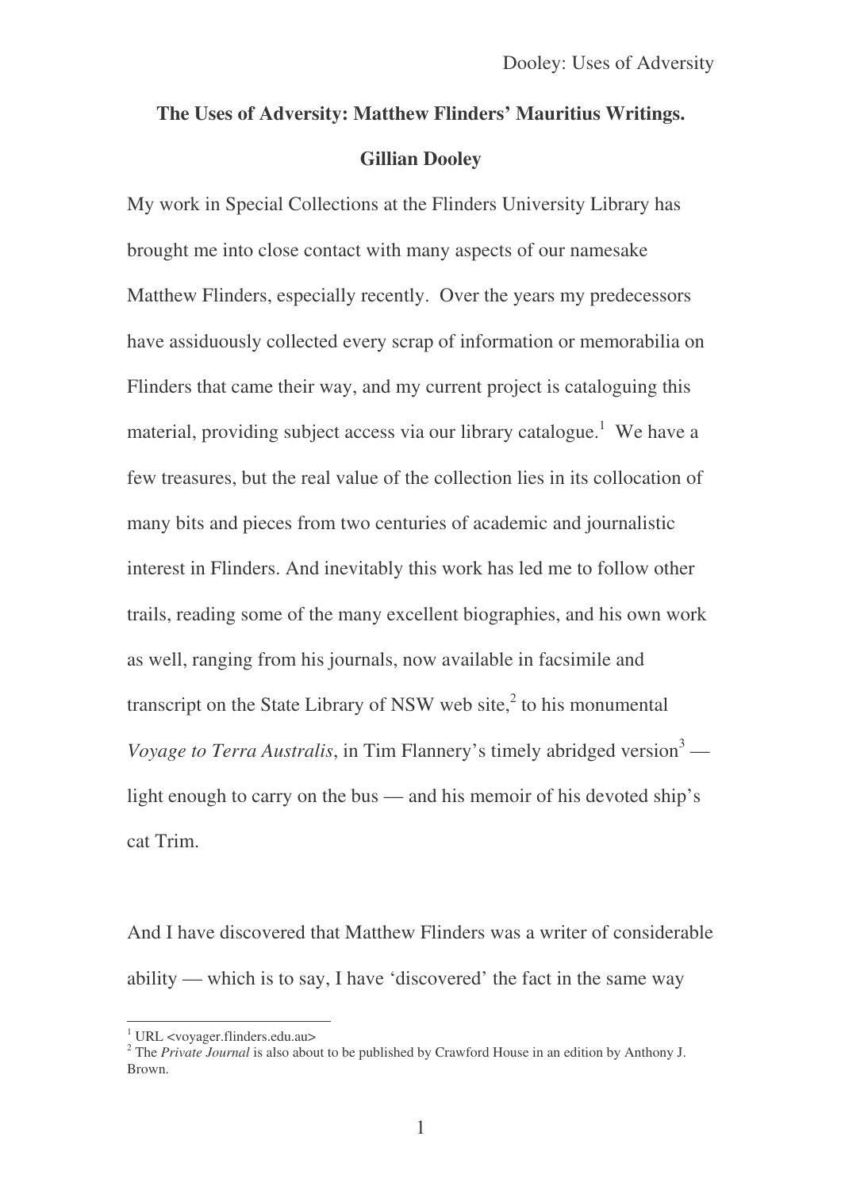# The Uses of Adversity: Matthew Flinders' Mauritius Writings.

**Gillian Dooley**

My work in Special Collections at the Flinders University Library has brought me into close contact with many aspects of our namesake Matthew Flinders, especially recently. Over the years my predecessors have assiduously collected every scrap of information or memorabilia on Flinders that came their way, and my current project is cataloguing this material, providing subject access via our library catalogue.[1] We have a few treasures, but the real value of the collection lies in its collocation of many bits and pieces from two centuries of academic and journalistic interest in Flinders. And inevitably this work has led me to follow other trails, reading some of the many excellent biographies, and his own work as well, ranging from his journals, now available in facsimile and transcript on the State Library of NSW web site,[2] to his monumental *Voyage to Terra Australis*, in Tim Flannery's timely abridged version[3] — light enough to carry on the bus — and his memoir of his devoted ship's cat Trim.

And I have discovered that Matthew Flinders was a writer of considerable ability — which is to say, I have 'discovered' the fact in the same way

[1] URL <voyager.flinders.edu.au>
[2] The *Private Journal* is also about to be published by Crawford House in an edition by Anthony J. Brown.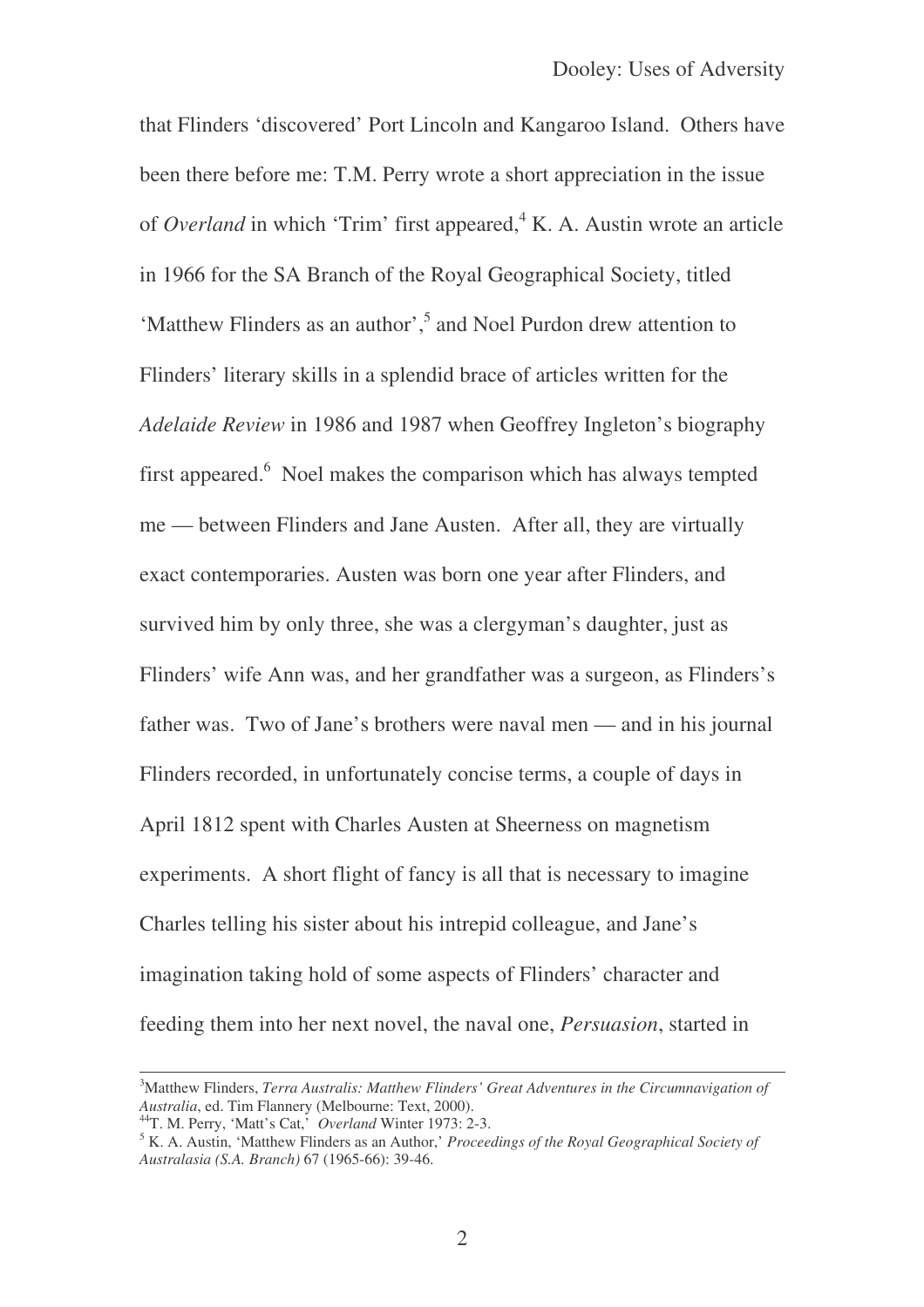that Flinders 'discovered' Port Lincoln and Kangaroo Island. Others have been there before me: T.M. Perry wrote a short appreciation in the issue of *Overland* in which 'Trim' first appeared,[4] K. A. Austin wrote an article in 1966 for the SA Branch of the Royal Geographical Society, titled 'Matthew Flinders as an author',[5] and Noel Purdon drew attention to Flinders' literary skills in a splendid brace of articles written for the *Adelaide Review* in 1986 and 1987 when Geoffrey Ingleton's biography first appeared.[6] Noel makes the comparison which has always tempted me — between Flinders and Jane Austen. After all, they are virtually exact contemporaries. Austen was born one year after Flinders, and survived him by only three, she was a clergyman's daughter, just as Flinders' wife Ann was, and her grandfather was a surgeon, as Flinders's father was. Two of Jane's brothers were naval men — and in his journal Flinders recorded, in unfortunately concise terms, a couple of days in April 1812 spent with Charles Austen at Sheerness on magnetism experiments. A short flight of fancy is all that is necessary to imagine Charles telling his sister about his intrepid colleague, and Jane's imagination taking hold of some aspects of Flinders' character and feeding them into her next novel, the naval one, *Persuasion*, started in

---

[3]Matthew Flinders, *Terra Australis: Matthew Flinders' Great Adventures in the Circumnavigation of Australia*, ed. Tim Flannery (Melbourne: Text, 2000).

[44]T. M. Perry, 'Matt's Cat,' *Overland* Winter 1973: 2-3.

[5] K. A. Austin, 'Matthew Flinders as an Author,' *Proceedings of the Royal Geographical Society of Australasia (S.A. Branch)* 67 (1965-66): 39-46.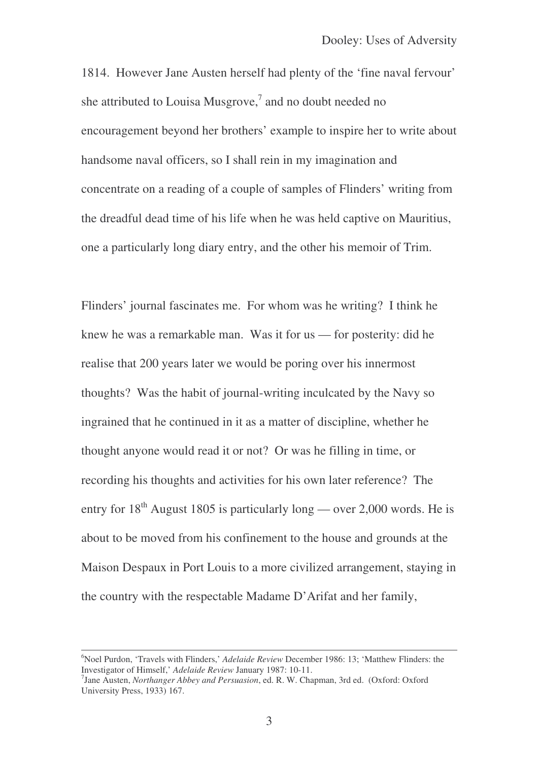1814. However Jane Austen herself had plenty of the 'fine naval fervour' she attributed to Louisa Musgrove,[7] and no doubt needed no encouragement beyond her brothers' example to inspire her to write about handsome naval officers, so I shall rein in my imagination and concentrate on a reading of a couple of samples of Flinders' writing from the dreadful dead time of his life when he was held captive on Mauritius, one a particularly long diary entry, and the other his memoir of Trim.

Flinders' journal fascinates me. For whom was he writing? I think he knew he was a remarkable man. Was it for us — for posterity: did he realise that 200 years later we would be poring over his innermost thoughts? Was the habit of journal-writing inculcated by the Navy so ingrained that he continued in it as a matter of discipline, whether he thought anyone would read it or not? Or was he filling in time, or recording his thoughts and activities for his own later reference? The entry for 18th August 1805 is particularly long — over 2,000 words. He is about to be moved from his confinement to the house and grounds at the Maison Despaux in Port Louis to a more civilized arrangement, staying in the country with the respectable Madame D'Arifat and her family,

---

[6] Noel Purdon, 'Travels with Flinders,' *Adelaide Review* December 1986: 13; 'Matthew Flinders: the Investigator of Himself,' *Adelaide Review* January 1987: 10-11.

[7] Jane Austen, *Northanger Abbey and Persuasion*, ed. R. W. Chapman, 3rd ed. (Oxford: Oxford University Press, 1933) 167.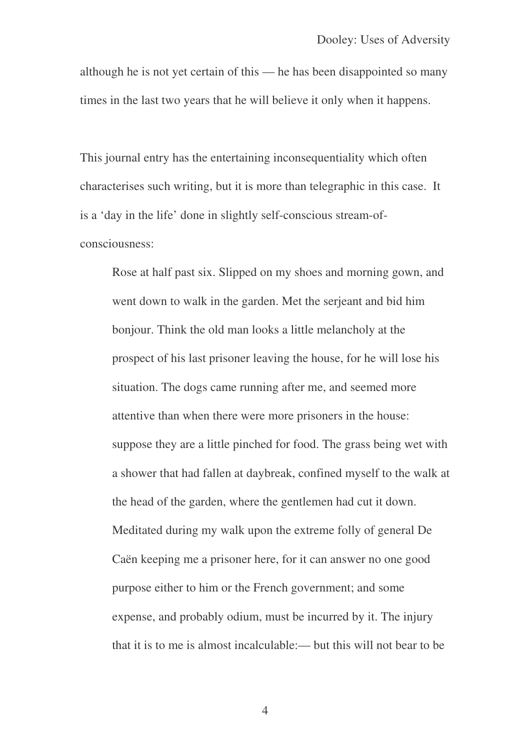although he is not yet certain of this — he has been disappointed so many times in the last two years that he will believe it only when it happens.

This journal entry has the entertaining inconsequentiality which often characterises such writing, but it is more than telegraphic in this case. It is a 'day in the life' done in slightly self-conscious stream-of-consciousness:

> Rose at half past six. Slipped on my shoes and morning gown, and went down to walk in the garden. Met the serjeant and bid him bonjour. Think the old man looks a little melancholy at the prospect of his last prisoner leaving the house, for he will lose his situation. The dogs came running after me, and seemed more attentive than when there were more prisoners in the house: suppose they are a little pinched for food. The grass being wet with a shower that had fallen at daybreak, confined myself to the walk at the head of the garden, where the gentlemen had cut it down. Meditated during my walk upon the extreme folly of general De Caën keeping me a prisoner here, for it can answer no one good purpose either to him or the French government; and some expense, and probably odium, must be incurred by it. The injury that it is to me is almost incalculable:— but this will not bear to be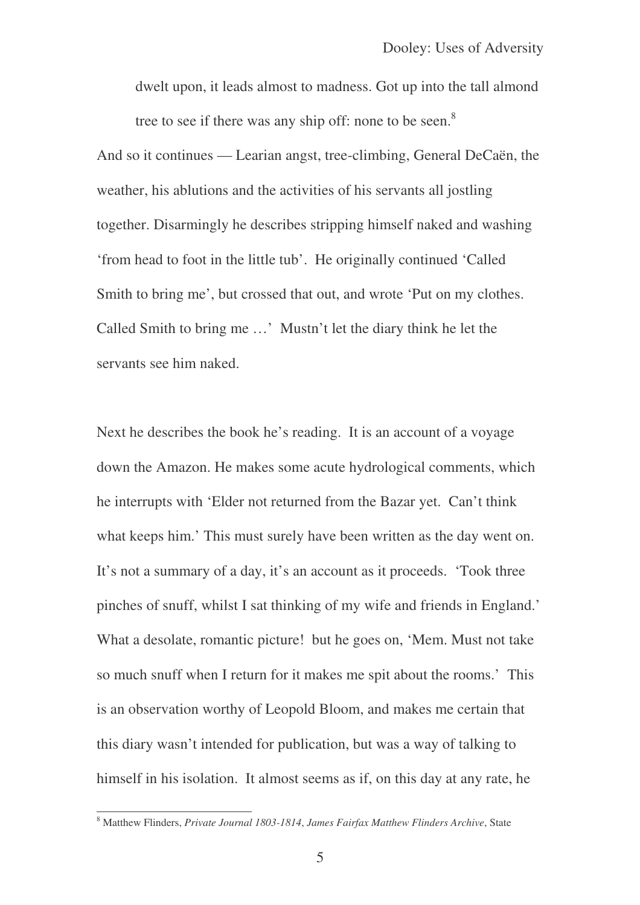dwelt upon, it leads almost to madness. Got up into the tall almond tree to see if there was any ship off: none to be seen.[8]

And so it continues — Learian angst, tree-climbing, General DeCaën, the weather, his ablutions and the activities of his servants all jostling together. Disarmingly he describes stripping himself naked and washing 'from head to foot in the little tub'. He originally continued 'Called Smith to bring me', but crossed that out, and wrote 'Put on my clothes. Called Smith to bring me …' Mustn't let the diary think he let the servants see him naked.

Next he describes the book he's reading. It is an account of a voyage down the Amazon. He makes some acute hydrological comments, which he interrupts with 'Elder not returned from the Bazar yet. Can't think what keeps him.' This must surely have been written as the day went on. It's not a summary of a day, it's an account as it proceeds. 'Took three pinches of snuff, whilst I sat thinking of my wife and friends in England.' What a desolate, romantic picture! but he goes on, 'Mem. Must not take so much snuff when I return for it makes me spit about the rooms.' This is an observation worthy of Leopold Bloom, and makes me certain that this diary wasn't intended for publication, but was a way of talking to himself in his isolation. It almost seems as if, on this day at any rate, he

[8] Matthew Flinders, *Private Journal 1803-1814*, *James Fairfax Matthew Flinders Archive*, State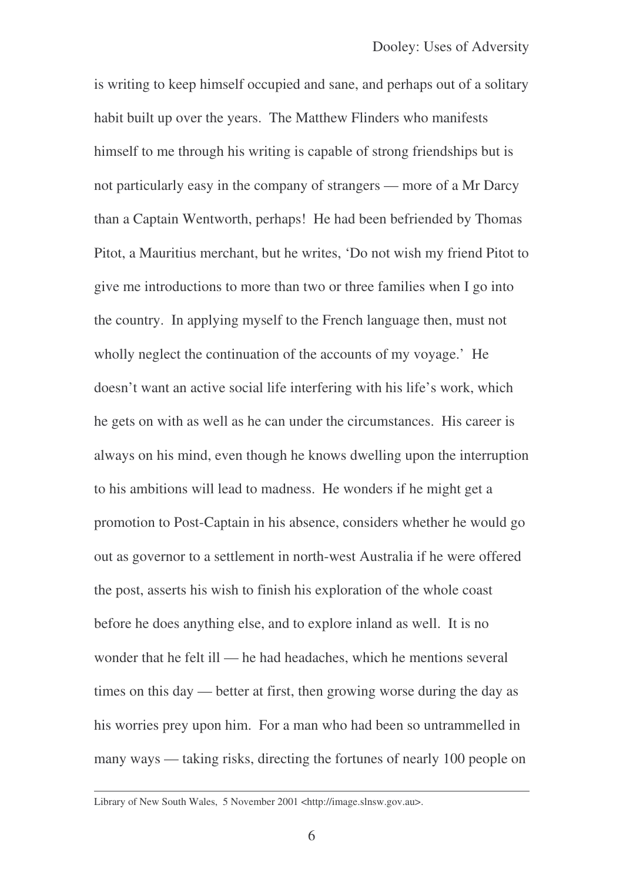is writing to keep himself occupied and sane, and perhaps out of a solitary habit built up over the years. The Matthew Flinders who manifests himself to me through his writing is capable of strong friendships but is not particularly easy in the company of strangers — more of a Mr Darcy than a Captain Wentworth, perhaps! He had been befriended by Thomas Pitot, a Mauritius merchant, but he writes, 'Do not wish my friend Pitot to give me introductions to more than two or three families when I go into the country. In applying myself to the French language then, must not wholly neglect the continuation of the accounts of my voyage.' He doesn't want an active social life interfering with his life's work, which he gets on with as well as he can under the circumstances. His career is always on his mind, even though he knows dwelling upon the interruption to his ambitions will lead to madness. He wonders if he might get a promotion to Post-Captain in his absence, considers whether he would go out as governor to a settlement in north-west Australia if he were offered the post, asserts his wish to finish his exploration of the whole coast before he does anything else, and to explore inland as well. It is no wonder that he felt ill — he had headaches, which he mentions several times on this day — better at first, then growing worse during the day as his worries prey upon him. For a man who had been so untrammelled in many ways — taking risks, directing the fortunes of nearly 100 people on

---

Library of New South Wales, 5 November 2001 <http://image.slnsw.gov.au>.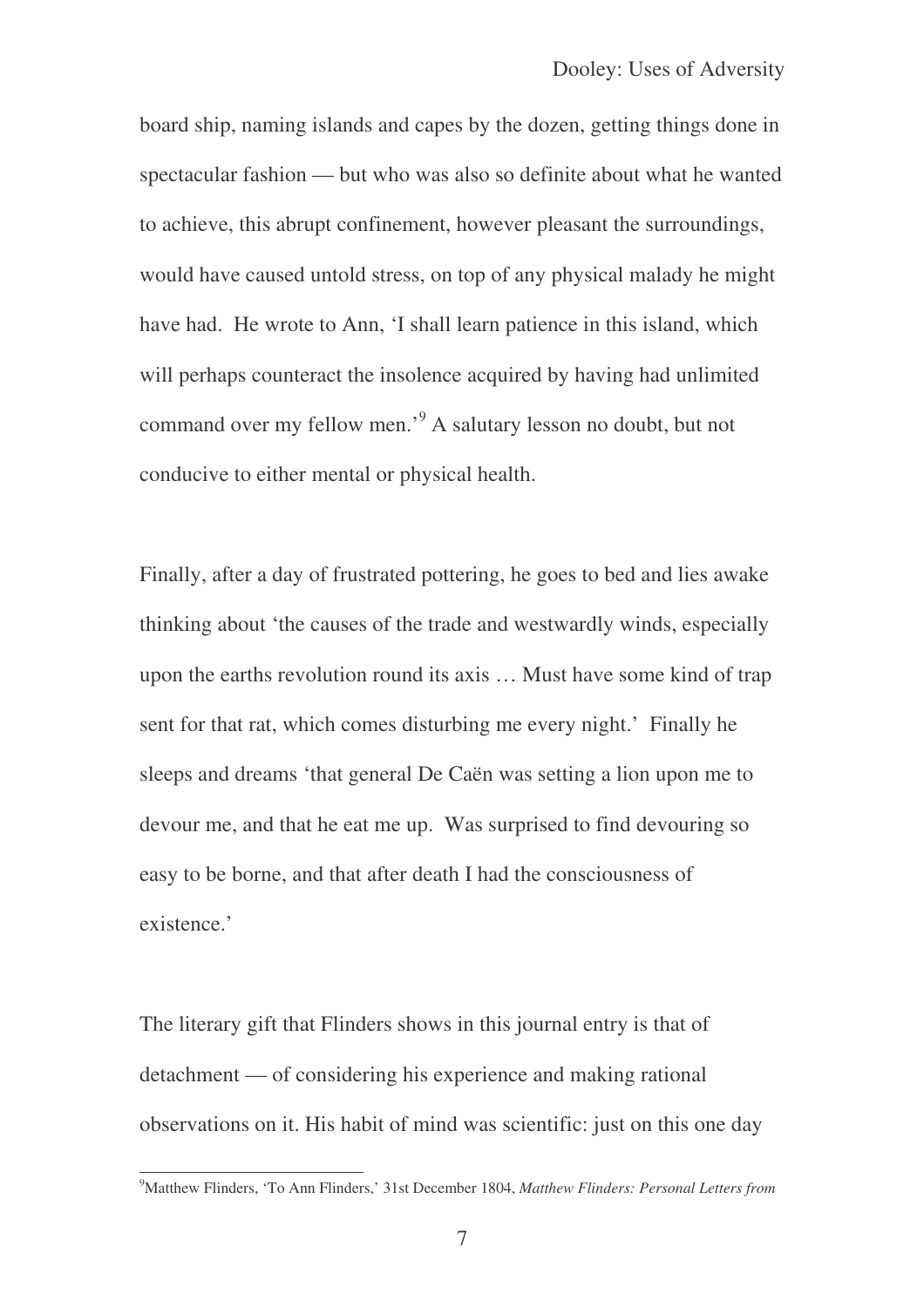board ship, naming islands and capes by the dozen, getting things done in spectacular fashion — but who was also so definite about what he wanted to achieve, this abrupt confinement, however pleasant the surroundings, would have caused untold stress, on top of any physical malady he might have had. He wrote to Ann, 'I shall learn patience in this island, which will perhaps counteract the insolence acquired by having had unlimited command over my fellow men.'[9] A salutary lesson no doubt, but not conducive to either mental or physical health.

Finally, after a day of frustrated pottering, he goes to bed and lies awake thinking about 'the causes of the trade and westwardly winds, especially upon the earths revolution round its axis … Must have some kind of trap sent for that rat, which comes disturbing me every night.' Finally he sleeps and dreams 'that general De Caën was setting a lion upon me to devour me, and that he eat me up. Was surprised to find devouring so easy to be borne, and that after death I had the consciousness of existence.'

The literary gift that Flinders shows in this journal entry is that of detachment — of considering his experience and making rational observations on it. His habit of mind was scientific: just on this one day

---

[9]Matthew Flinders, 'To Ann Flinders,' 31st December 1804, *Matthew Flinders: Personal Letters from*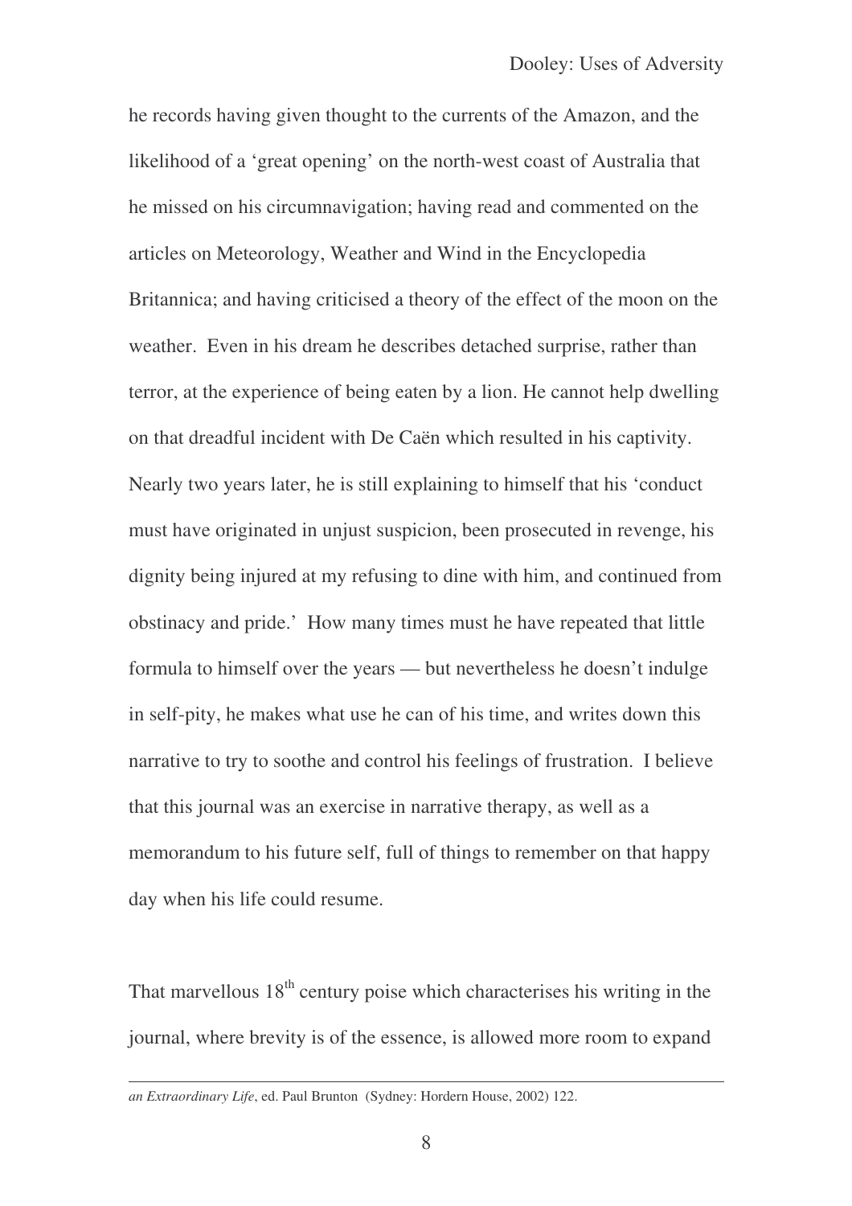he records having given thought to the currents of the Amazon, and the likelihood of a 'great opening' on the north-west coast of Australia that he missed on his circumnavigation; having read and commented on the articles on Meteorology, Weather and Wind in the Encyclopedia Britannica; and having criticised a theory of the effect of the moon on the weather. Even in his dream he describes detached surprise, rather than terror, at the experience of being eaten by a lion. He cannot help dwelling on that dreadful incident with De Caën which resulted in his captivity. Nearly two years later, he is still explaining to himself that his 'conduct must have originated in unjust suspicion, been prosecuted in revenge, his dignity being injured at my refusing to dine with him, and continued from obstinacy and pride.' How many times must he have repeated that little formula to himself over the years — but nevertheless he doesn't indulge in self-pity, he makes what use he can of his time, and writes down this narrative to try to soothe and control his feelings of frustration. I believe that this journal was an exercise in narrative therapy, as well as a memorandum to his future self, full of things to remember on that happy day when his life could resume.

That marvellous 18th century poise which characterises his writing in the journal, where brevity is of the essence, is allowed more room to expand

---

*an Extraordinary Life*, ed. Paul Brunton (Sydney: Hordern House, 2002) 122.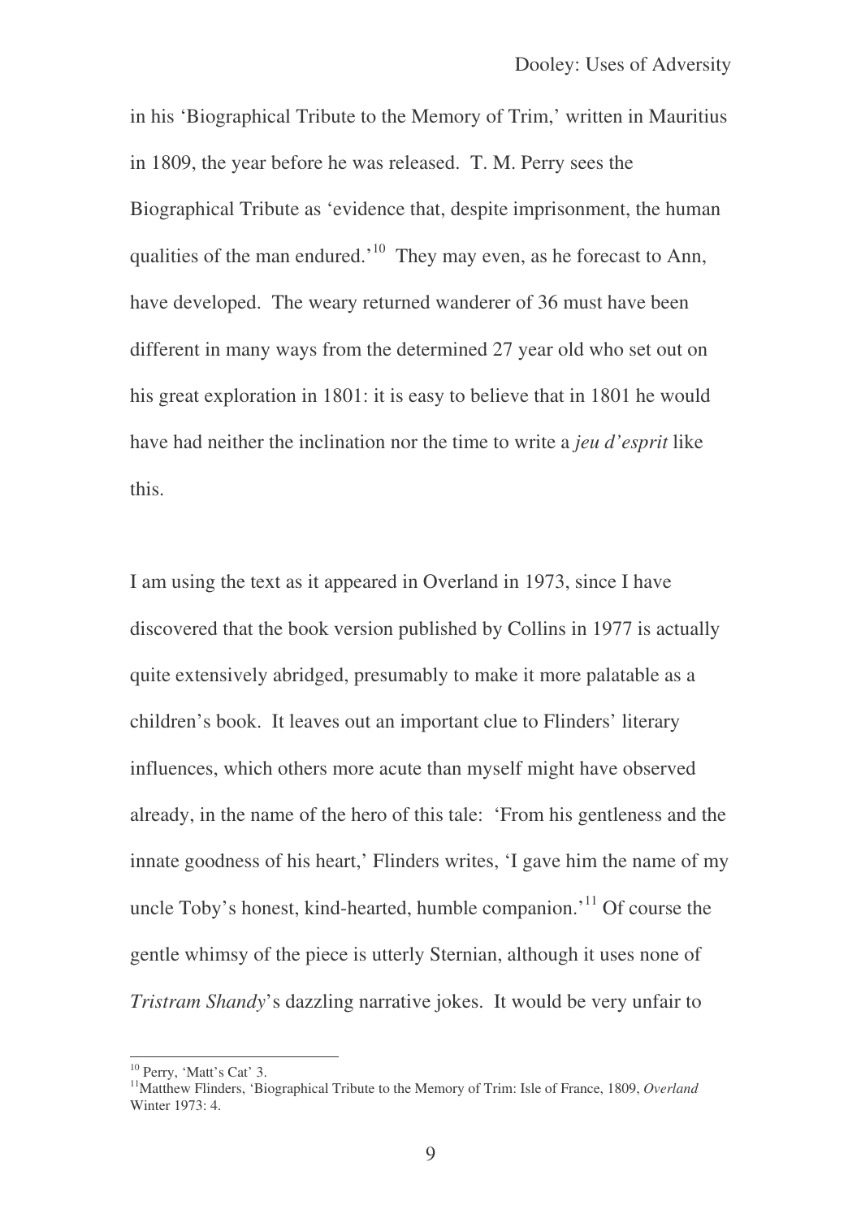in his 'Biographical Tribute to the Memory of Trim,' written in Mauritius in 1809, the year before he was released. T. M. Perry sees the Biographical Tribute as 'evidence that, despite imprisonment, the human qualities of the man endured.'[10] They may even, as he forecast to Ann, have developed. The weary returned wanderer of 36 must have been different in many ways from the determined 27 year old who set out on his great exploration in 1801: it is easy to believe that in 1801 he would have had neither the inclination nor the time to write a *jeu d'esprit* like this.

I am using the text as it appeared in Overland in 1973, since I have discovered that the book version published by Collins in 1977 is actually quite extensively abridged, presumably to make it more palatable as a children's book. It leaves out an important clue to Flinders' literary influences, which others more acute than myself might have observed already, in the name of the hero of this tale: 'From his gentleness and the innate goodness of his heart,' Flinders writes, 'I gave him the name of my uncle Toby's honest, kind-hearted, humble companion.'[11] Of course the gentle whimsy of the piece is utterly Sternian, although it uses none of *Tristram Shandy*'s dazzling narrative jokes. It would be very unfair to

[10] Perry, 'Matt's Cat' 3.

[11] Matthew Flinders, 'Biographical Tribute to the Memory of Trim: Isle of France, 1809, *Overland* Winter 1973: 4.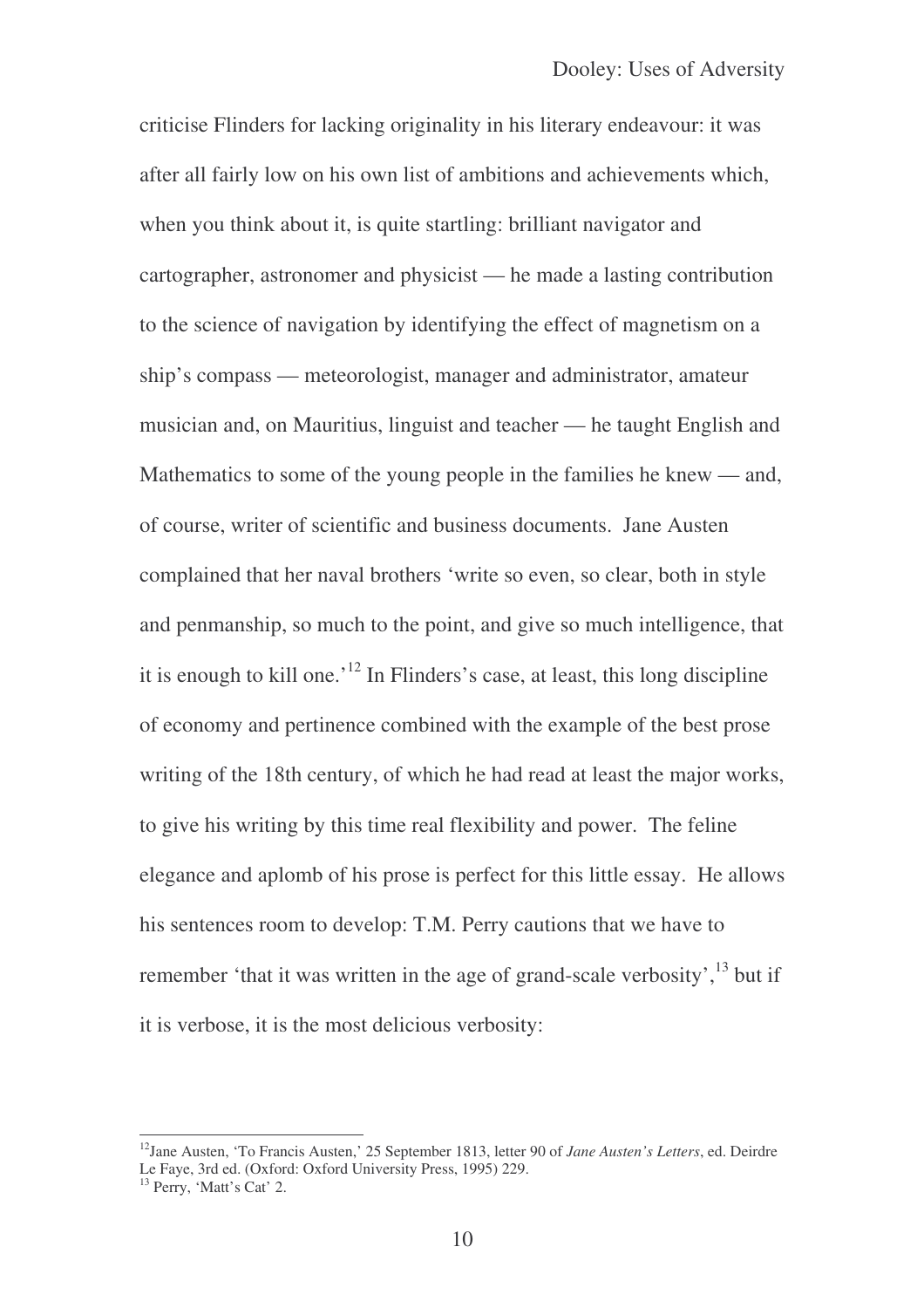criticise Flinders for lacking originality in his literary endeavour: it was after all fairly low on his own list of ambitions and achievements which, when you think about it, is quite startling: brilliant navigator and cartographer, astronomer and physicist — he made a lasting contribution to the science of navigation by identifying the effect of magnetism on a ship's compass — meteorologist, manager and administrator, amateur musician and, on Mauritius, linguist and teacher — he taught English and Mathematics to some of the young people in the families he knew — and, of course, writer of scientific and business documents. Jane Austen complained that her naval brothers 'write so even, so clear, both in style and penmanship, so much to the point, and give so much intelligence, that it is enough to kill one.'[12] In Flinders's case, at least, this long discipline of economy and pertinence combined with the example of the best prose writing of the 18th century, of which he had read at least the major works, to give his writing by this time real flexibility and power. The feline elegance and aplomb of his prose is perfect for this little essay. He allows his sentences room to develop: T.M. Perry cautions that we have to remember 'that it was written in the age of grand-scale verbosity',[13] but if it is verbose, it is the most delicious verbosity:

---

[12] Jane Austen, 'To Francis Austen,' 25 September 1813, letter 90 of *Jane Austen's Letters*, ed. Deirdre Le Faye, 3rd ed. (Oxford: Oxford University Press, 1995) 229.

[13] Perry, 'Matt's Cat' 2.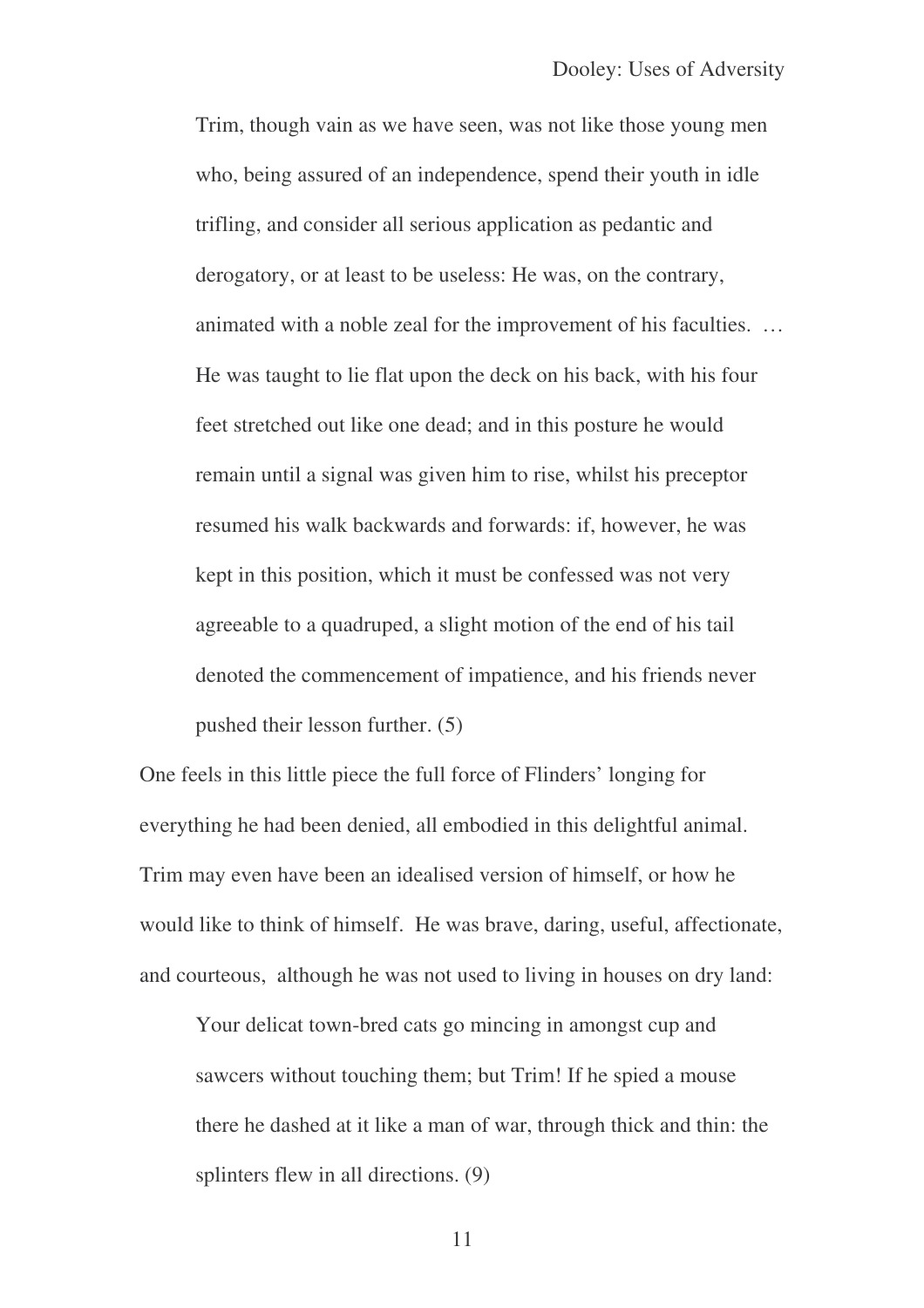> Trim, though vain as we have seen, was not like those young men who, being assured of an independence, spend their youth in idle trifling, and consider all serious application as pedantic and derogatory, or at least to be useless: He was, on the contrary, animated with a noble zeal for the improvement of his faculties. … He was taught to lie flat upon the deck on his back, with his four feet stretched out like one dead; and in this posture he would remain until a signal was given him to rise, whilst his preceptor resumed his walk backwards and forwards: if, however, he was kept in this position, which it must be confessed was not very agreeable to a quadruped, a slight motion of the end of his tail denoted the commencement of impatience, and his friends never pushed their lesson further. (5)

One feels in this little piece the full force of Flinders' longing for everything he had been denied, all embodied in this delightful animal. Trim may even have been an idealised version of himself, or how he would like to think of himself. He was brave, daring, useful, affectionate, and courteous, although he was not used to living in houses on dry land:

> Your delicat town-bred cats go mincing in amongst cup and sawcers without touching them; but Trim! If he spied a mouse there he dashed at it like a man of war, through thick and thin: the splinters flew in all directions. (9)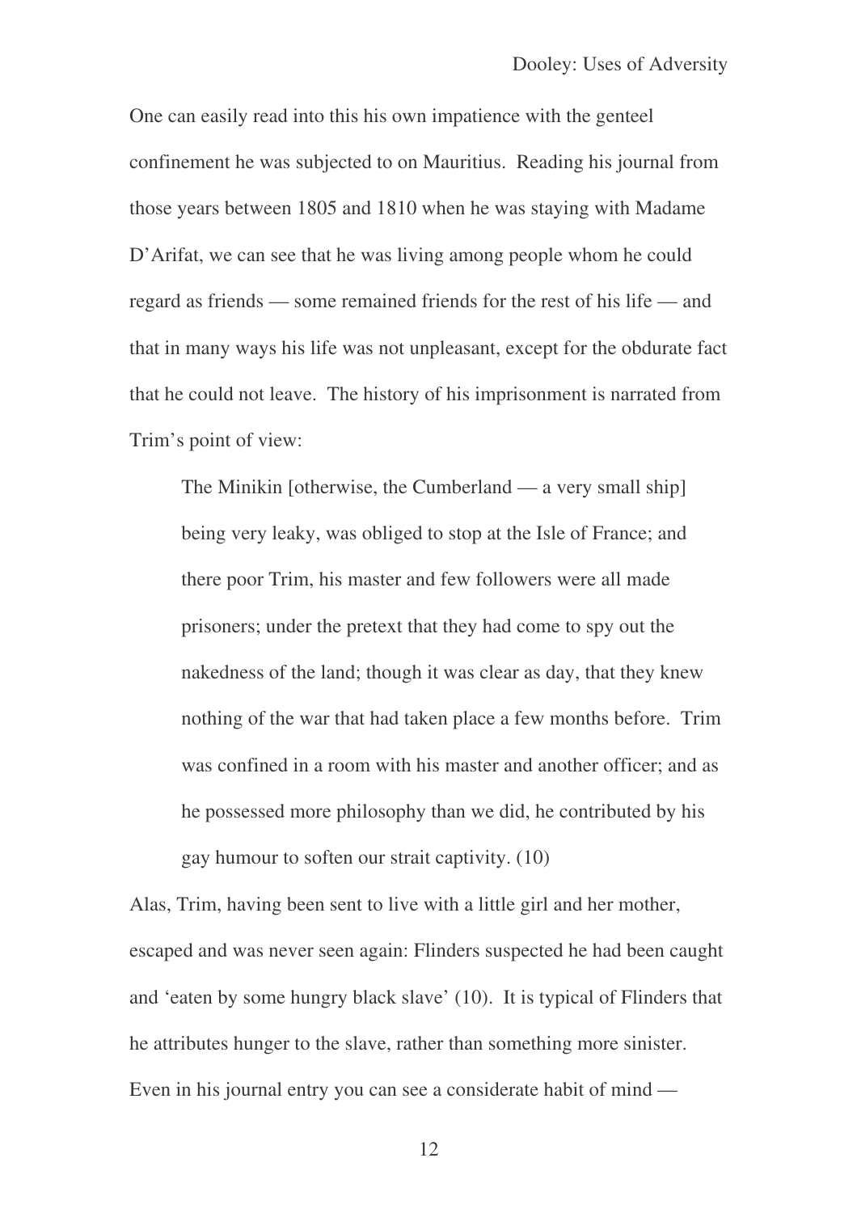One can easily read into this his own impatience with the genteel confinement he was subjected to on Mauritius. Reading his journal from those years between 1805 and 1810 when he was staying with Madame D'Arifat, we can see that he was living among people whom he could regard as friends — some remained friends for the rest of his life — and that in many ways his life was not unpleasant, except for the obdurate fact that he could not leave. The history of his imprisonment is narrated from Trim's point of view:

> The Minikin [otherwise, the Cumberland — a very small ship] being very leaky, was obliged to stop at the Isle of France; and there poor Trim, his master and few followers were all made prisoners; under the pretext that they had come to spy out the nakedness of the land; though it was clear as day, that they knew nothing of the war that had taken place a few months before. Trim was confined in a room with his master and another officer; and as he possessed more philosophy than we did, he contributed by his gay humour to soften our strait captivity. (10)

Alas, Trim, having been sent to live with a little girl and her mother, escaped and was never seen again: Flinders suspected he had been caught and 'eaten by some hungry black slave' (10). It is typical of Flinders that he attributes hunger to the slave, rather than something more sinister. Even in his journal entry you can see a considerate habit of mind —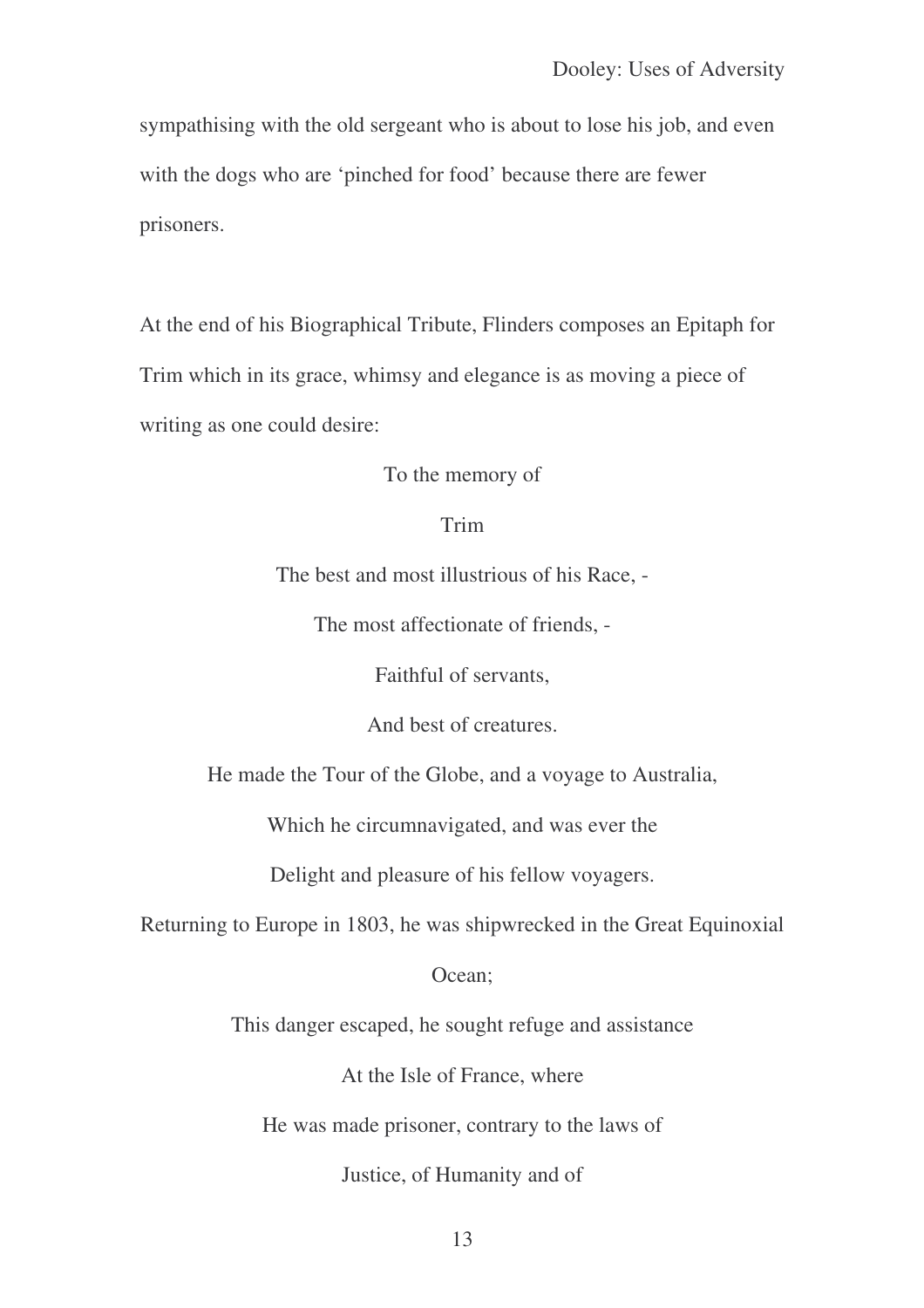sympathising with the old sergeant who is about to lose his job, and even with the dogs who are 'pinched for food' because there are fewer prisoners.

At the end of his Biographical Tribute, Flinders composes an Epitaph for Trim which in its grace, whimsy and elegance is as moving a piece of writing as one could desire:

To the memory of

Trim

The best and most illustrious of his Race, -

The most affectionate of friends, -

Faithful of servants,

And best of creatures.

He made the Tour of the Globe, and a voyage to Australia,

Which he circumnavigated, and was ever the

Delight and pleasure of his fellow voyagers.

Returning to Europe in 1803, he was shipwrecked in the Great Equinoxial Ocean;

This danger escaped, he sought refuge and assistance

At the Isle of France, where

He was made prisoner, contrary to the laws of

Justice, of Humanity and of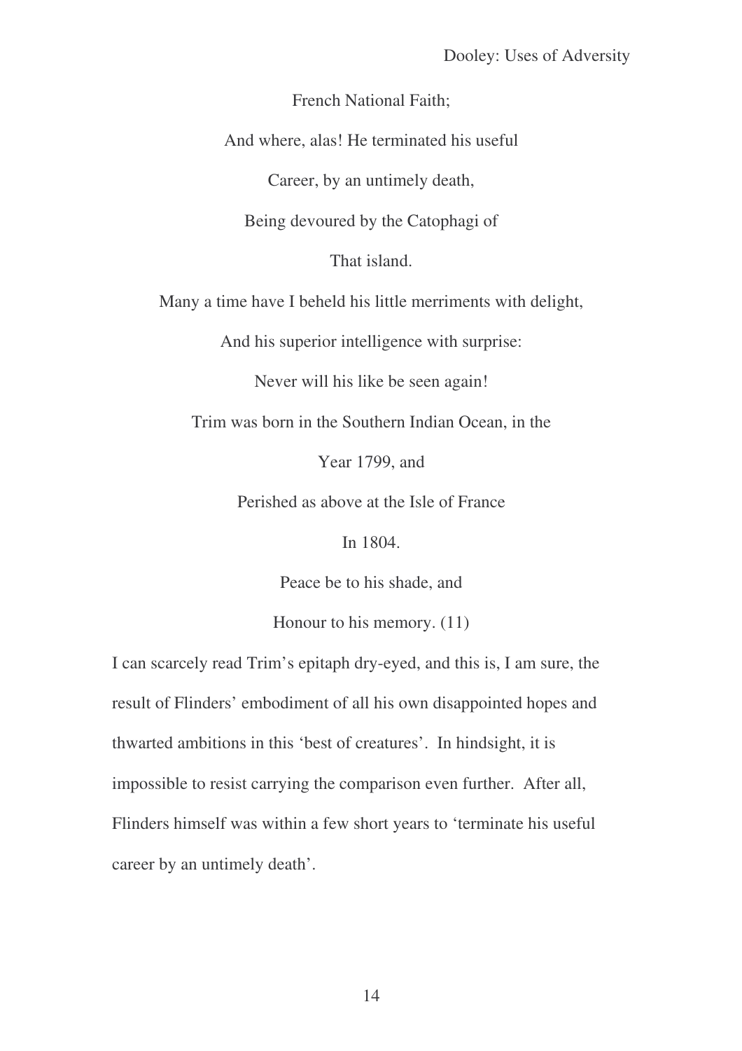French National Faith;

And where, alas! He terminated his useful

Career, by an untimely death,

Being devoured by the Catophagi of

That island.

Many a time have I beheld his little merriments with delight,

And his superior intelligence with surprise:

Never will his like be seen again!

Trim was born in the Southern Indian Ocean, in the

Year 1799, and

Perished as above at the Isle of France

In 1804.

Peace be to his shade, and

Honour to his memory. (11)

I can scarcely read Trim's epitaph dry-eyed, and this is, I am sure, the result of Flinders' embodiment of all his own disappointed hopes and thwarted ambitions in this 'best of creatures'. In hindsight, it is impossible to resist carrying the comparison even further. After all, Flinders himself was within a few short years to 'terminate his useful career by an untimely death'.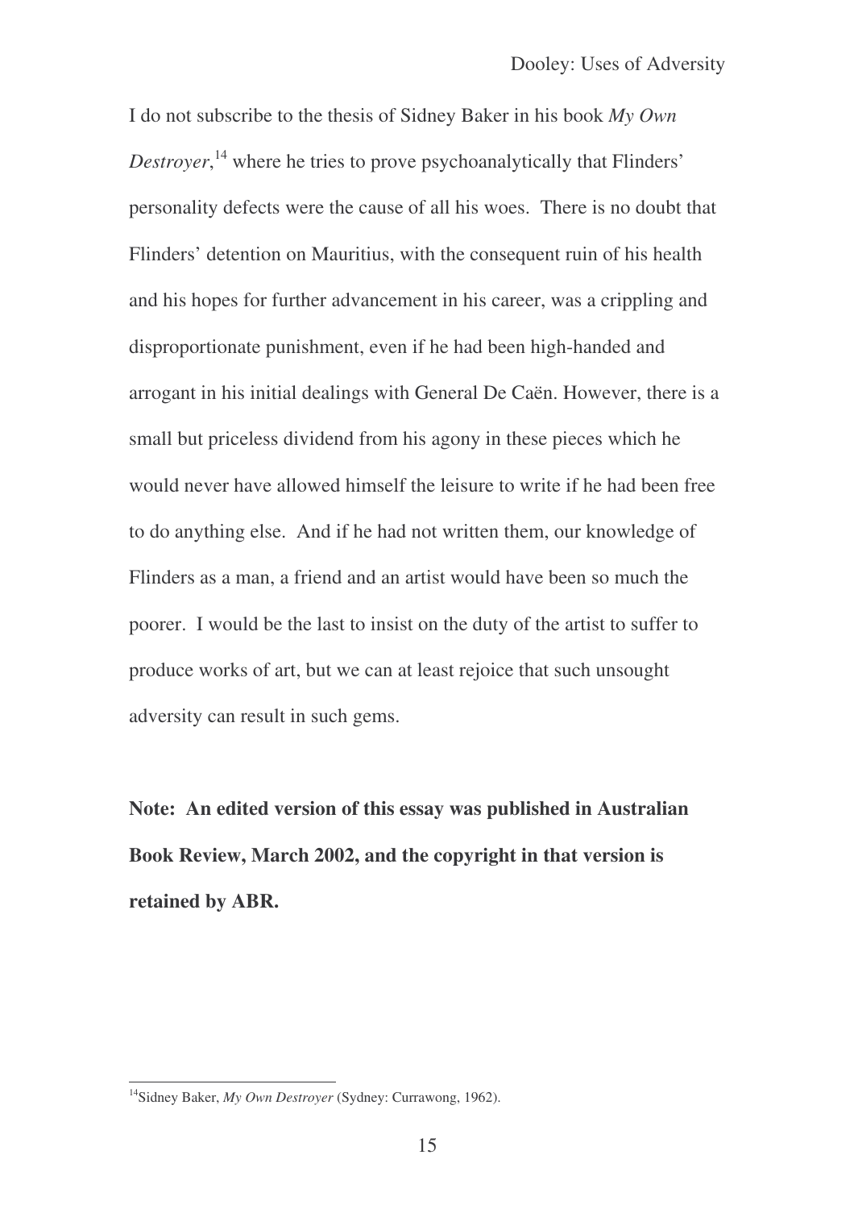I do not subscribe to the thesis of Sidney Baker in his book *My Own Destroyer*,[14] where he tries to prove psychoanalytically that Flinders' personality defects were the cause of all his woes. There is no doubt that Flinders' detention on Mauritius, with the consequent ruin of his health and his hopes for further advancement in his career, was a crippling and disproportionate punishment, even if he had been high-handed and arrogant in his initial dealings with General De Caën. However, there is a small but priceless dividend from his agony in these pieces which he would never have allowed himself the leisure to write if he had been free to do anything else. And if he had not written them, our knowledge of Flinders as a man, a friend and an artist would have been so much the poorer. I would be the last to insist on the duty of the artist to suffer to produce works of art, but we can at least rejoice that such unsought adversity can result in such gems.

**Note: An edited version of this essay was published in Australian Book Review, March 2002, and the copyright in that version is retained by ABR.**

[14] Sidney Baker, *My Own Destroyer* (Sydney: Currawong, 1962).